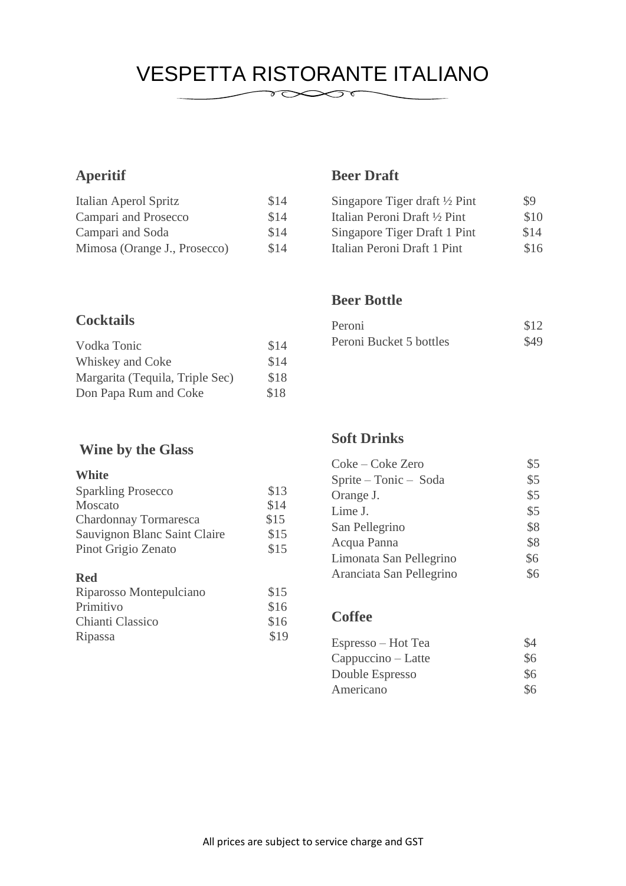# VESPETTA RISTORANTE ITALIANO

## Aperitif

| Item | Price |
| --- | --- |
| Italian Aperol Spritz | $14 |
| Campari and Prosecco | $14 |
| Campari and Soda | $14 |
| Mimosa (Orange J., Prosecco) | $14 |

## Cocktails

| Item | Price |
| --- | --- |
| Vodka Tonic | $14 |
| Whiskey and Coke | $14 |
| Margarita (Tequila, Triple Sec) | $18 |
| Don Papa Rum and Coke | $18 |

## Wine by the Glass

### White

| Item | Price |
| --- | --- |
| Sparkling Prosecco | $13 |
| Moscato | $14 |
| Chardonnay Tormaresca | $15 |
| Sauvignon Blanc Saint Claire | $15 |
| Pinot Grigio Zenato | $15 |

### Red

| Item | Price |
| --- | --- |
| Riparosso Montepulciano | $15 |
| Primitivo | $16 |
| Chianti Classico | $16 |
| Ripassa | $19 |

## Beer Draft

| Item | Price |
| --- | --- |
| Singapore Tiger draft ½ Pint | $9 |
| Italian Peroni Draft ½ Pint | $10 |
| Singapore Tiger Draft 1 Pint | $14 |
| Italian Peroni Draft 1 Pint | $16 |

## Beer Bottle

| Item | Price |
| --- | --- |
| Peroni | $12 |
| Peroni Bucket 5 bottles | $49 |

## Soft Drinks

| Item | Price |
| --- | --- |
| Coke – Coke Zero | $5 |
| Sprite – Tonic – Soda | $5 |
| Orange J. | $5 |
| Lime J. | $5 |
| San Pellegrino | $8 |
| Acqua Panna | $8 |
| Limonata San Pellegrino | $6 |
| Aranciata San Pellegrino | $6 |

## Coffee

| Item | Price |
| --- | --- |
| Espresso – Hot Tea | $4 |
| Cappuccino – Latte | $6 |
| Double Espresso | $6 |
| Americano | $6 |

All prices are subject to service charge and GST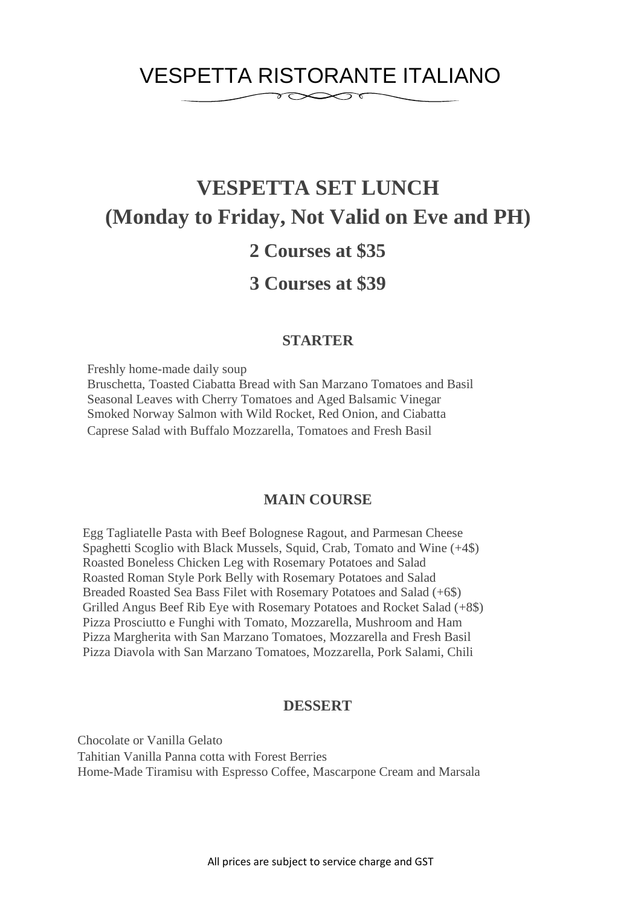# VESPETTA RISTORANTE ITALIANO

## VESPETTA SET LUNCH

## (Monday to Friday, Not Valid on Eve and PH)

### 2 Courses at $35

### 3 Courses at $39

#### STARTER

Freshly home-made daily soup
Bruschetta, Toasted Ciabatta Bread with San Marzano Tomatoes and Basil
Seasonal Leaves with Cherry Tomatoes and Aged Balsamic Vinegar
Smoked Norway Salmon with Wild Rocket, Red Onion, and Ciabatta
Caprese Salad with Buffalo Mozzarella, Tomatoes and Fresh Basil

#### MAIN COURSE

Egg Tagliatelle Pasta with Beef Bolognese Ragout, and Parmesan Cheese
Spaghetti Scoglio with Black Mussels, Squid, Crab, Tomato and Wine (+4$)
Roasted Boneless Chicken Leg with Rosemary Potatoes and Salad
Roasted Roman Style Pork Belly with Rosemary Potatoes and Salad
Breaded Roasted Sea Bass Filet with Rosemary Potatoes and Salad (+6$)
Grilled Angus Beef Rib Eye with Rosemary Potatoes and Rocket Salad (+8$)
Pizza Prosciutto e Funghi with Tomato, Mozzarella, Mushroom and Ham
Pizza Margherita with San Marzano Tomatoes, Mozzarella and Fresh Basil
Pizza Diavola with San Marzano Tomatoes, Mozzarella, Pork Salami, Chili

#### DESSERT

Chocolate or Vanilla Gelato
Tahitian Vanilla Panna cotta with Forest Berries
Home-Made Tiramisu with Espresso Coffee, Mascarpone Cream and Marsala

All prices are subject to service charge and GST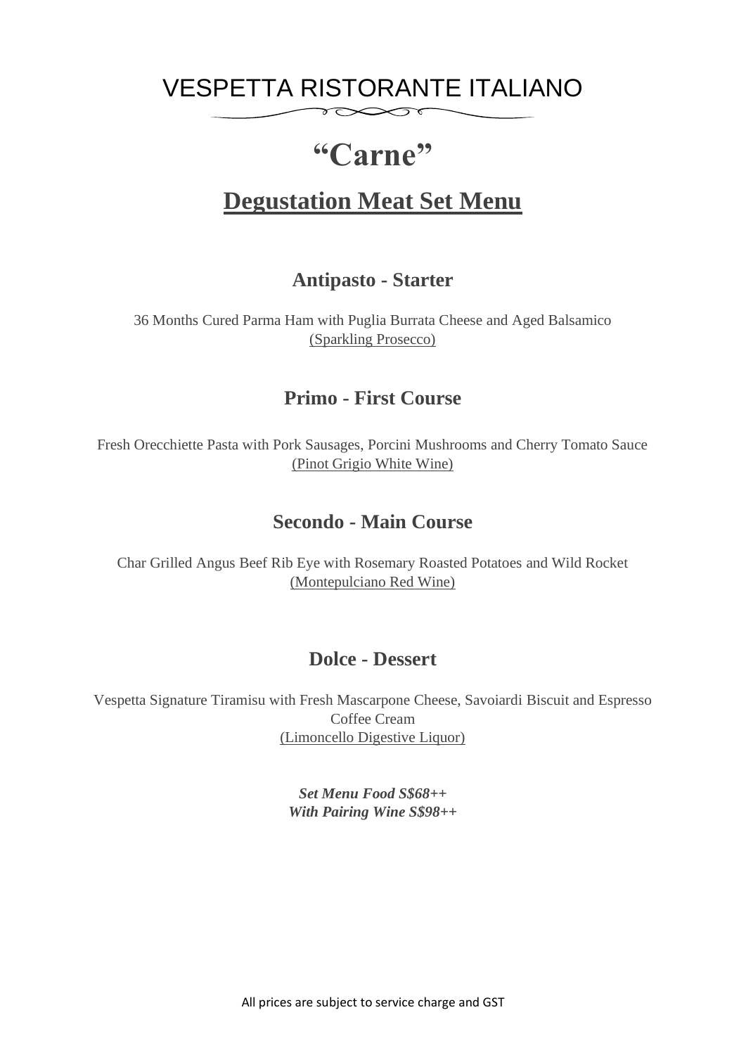# VESPETTA RISTORANTE ITALIANO

## "Carne"

## Degustation Meat Set Menu

### Antipasto - Starter

36 Months Cured Parma Ham with Puglia Burrata Cheese and Aged Balsamico
(Sparkling Prosecco)

### Primo - First Course

Fresh Orecchiette Pasta with Pork Sausages, Porcini Mushrooms and Cherry Tomato Sauce
(Pinot Grigio White Wine)

### Secondo - Main Course

Char Grilled Angus Beef Rib Eye with Rosemary Roasted Potatoes and Wild Rocket
(Montepulciano Red Wine)

### Dolce - Dessert

Vespetta Signature Tiramisu with Fresh Mascarpone Cheese, Savoiardi Biscuit and Espresso Coffee Cream
(Limoncello Digestive Liquor)

***Set Menu Food S$68++***
***With Pairing Wine S$98++***

All prices are subject to service charge and GST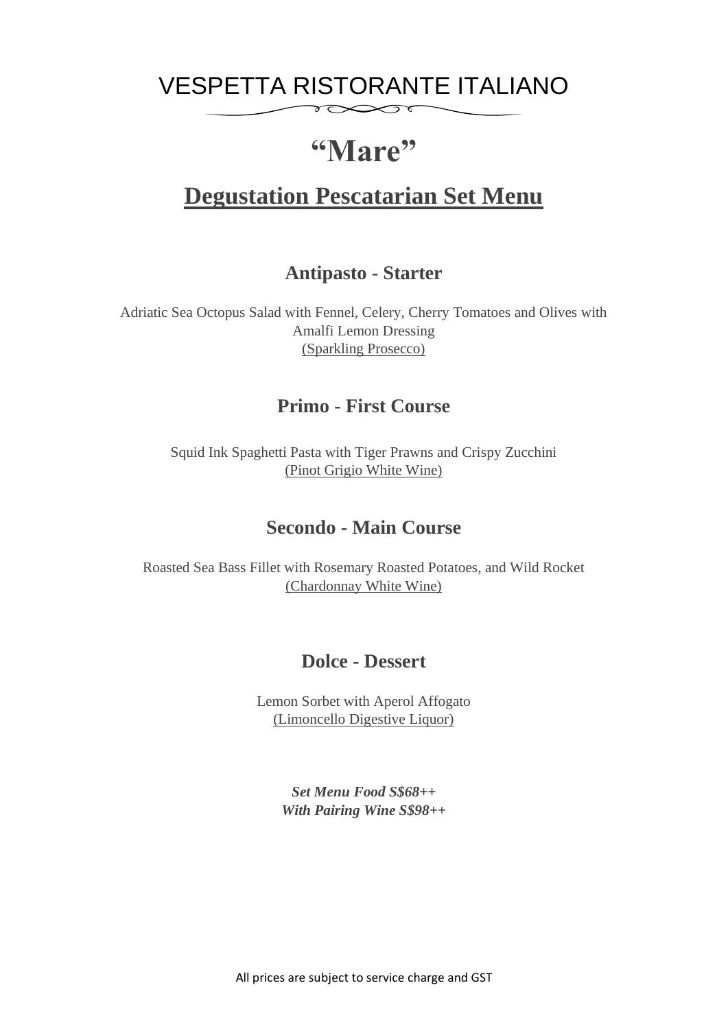# VESPETTA RISTORANTE ITALIANO

# "Mare"

## Degustation Pescatarian Set Menu

### Antipasto - Starter

Adriatic Sea Octopus Salad with Fennel, Celery, Cherry Tomatoes and Olives with Amalfi Lemon Dressing
(Sparkling Prosecco)

### Primo - First Course

Squid Ink Spaghetti Pasta with Tiger Prawns and Crispy Zucchini
(Pinot Grigio White Wine)

### Secondo - Main Course

Roasted Sea Bass Fillet with Rosemary Roasted Potatoes, and Wild Rocket
(Chardonnay White Wine)

### Dolce - Dessert

Lemon Sorbet with Aperol Affogato
(Limoncello Digestive Liquor)

***Set Menu Food S$68++***
***With Pairing Wine S$98++***

All prices are subject to service charge and GST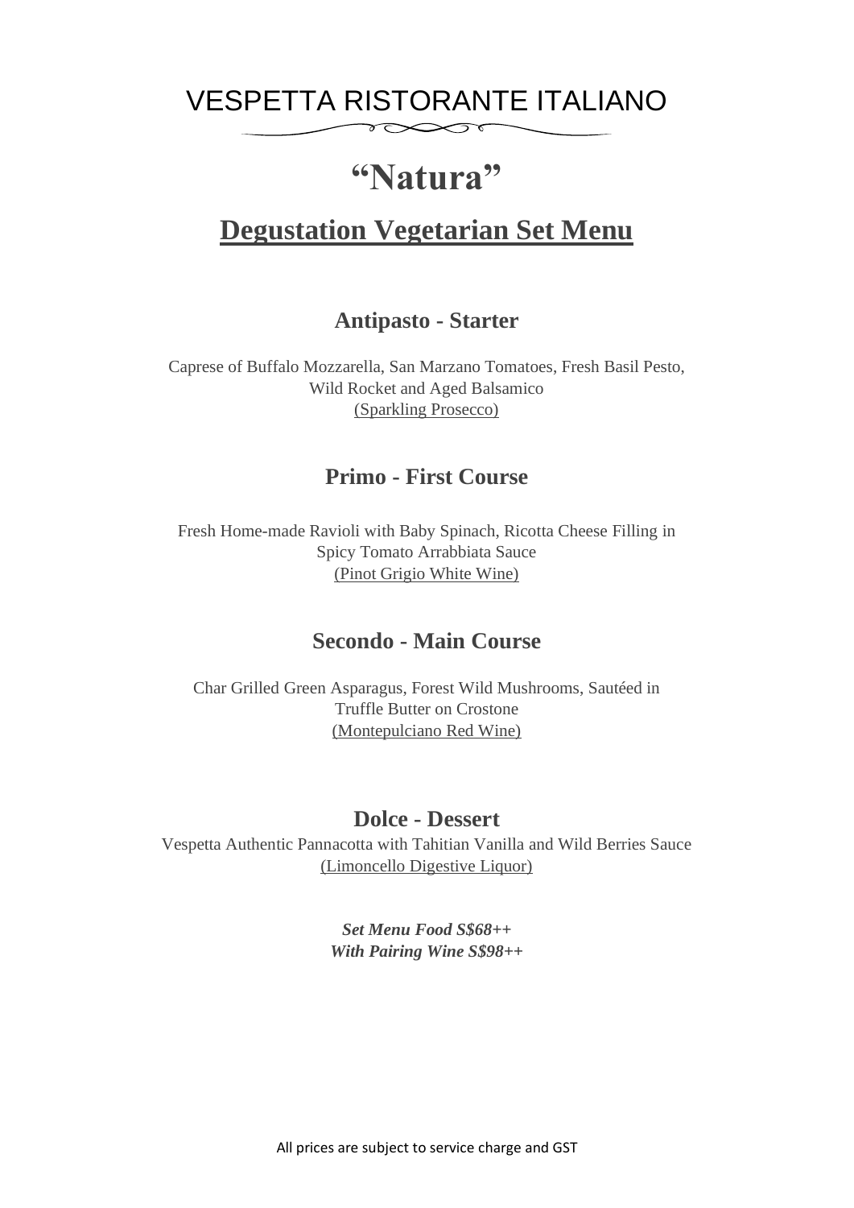# VESPETTA RISTORANTE ITALIANO

# "Natura"

## Degustation Vegetarian Set Menu

### Antipasto - Starter

Caprese of Buffalo Mozzarella, San Marzano Tomatoes, Fresh Basil Pesto, Wild Rocket and Aged Balsamico
(Sparkling Prosecco)

### Primo - First Course

Fresh Home-made Ravioli with Baby Spinach, Ricotta Cheese Filling in Spicy Tomato Arrabbiata Sauce
(Pinot Grigio White Wine)

### Secondo - Main Course

Char Grilled Green Asparagus, Forest Wild Mushrooms, Sautéed in Truffle Butter on Crostone
(Montepulciano Red Wine)

### Dolce - Dessert

Vespetta Authentic Pannacotta with Tahitian Vanilla and Wild Berries Sauce
(Limoncello Digestive Liquor)

***Set Menu Food S$68++***
***With Pairing Wine S$98++***

All prices are subject to service charge and GST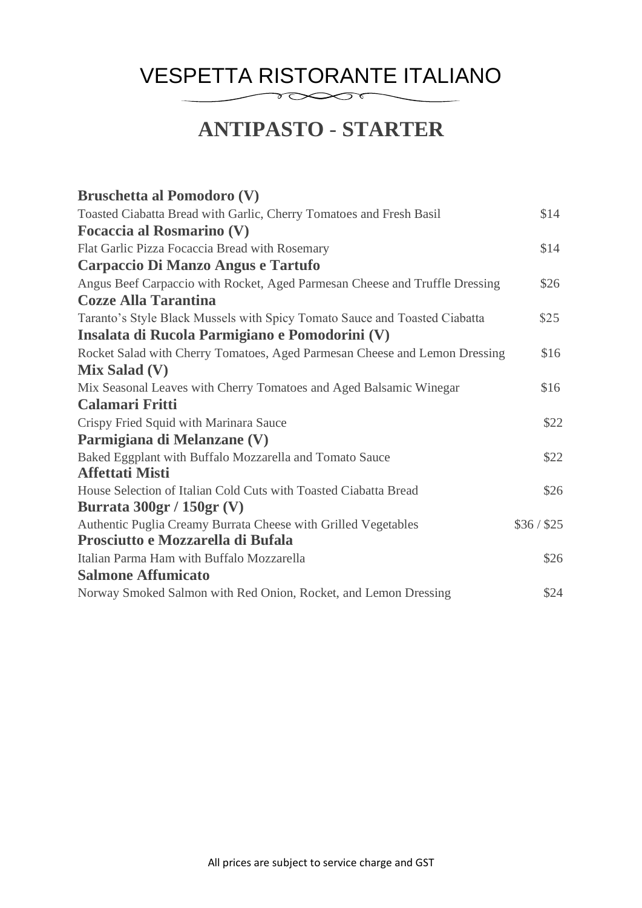# VESPETTA RISTORANTE ITALIANO

## ANTIPASTO - STARTER

**Bruschetta al Pomodoro (V)**
Toasted Ciabatta Bread with Garlic, Cherry Tomatoes and Fresh Basil $14

**Focaccia al Rosmarino (V)**
Flat Garlic Pizza Focaccia Bread with Rosemary $14

**Carpaccio Di Manzo Angus e Tartufo**
Angus Beef Carpaccio with Rocket, Aged Parmesan Cheese and Truffle Dressing $26

**Cozze Alla Tarantina**
Taranto's Style Black Mussels with Spicy Tomato Sauce and Toasted Ciabatta $25

**Insalata di Rucola Parmigiano e Pomodorini (V)**
Rocket Salad with Cherry Tomatoes, Aged Parmesan Cheese and Lemon Dressing $16

**Mix Salad (V)**
Mix Seasonal Leaves with Cherry Tomatoes and Aged Balsamic Winegar $16

**Calamari Fritti**
Crispy Fried Squid with Marinara Sauce $22

**Parmigiana di Melanzane (V)**
Baked Eggplant with Buffalo Mozzarella and Tomato Sauce $22

**Affettati Misti**
House Selection of Italian Cold Cuts with Toasted Ciabatta Bread $26

**Burrata 300gr / 150gr (V)**
Authentic Puglia Creamy Burrata Cheese with Grilled Vegetables $36 / $25

**Prosciutto e Mozzarella di Bufala**
Italian Parma Ham with Buffalo Mozzarella $26

**Salmone Affumicato**
Norway Smoked Salmon with Red Onion, Rocket, and Lemon Dressing $24

All prices are subject to service charge and GST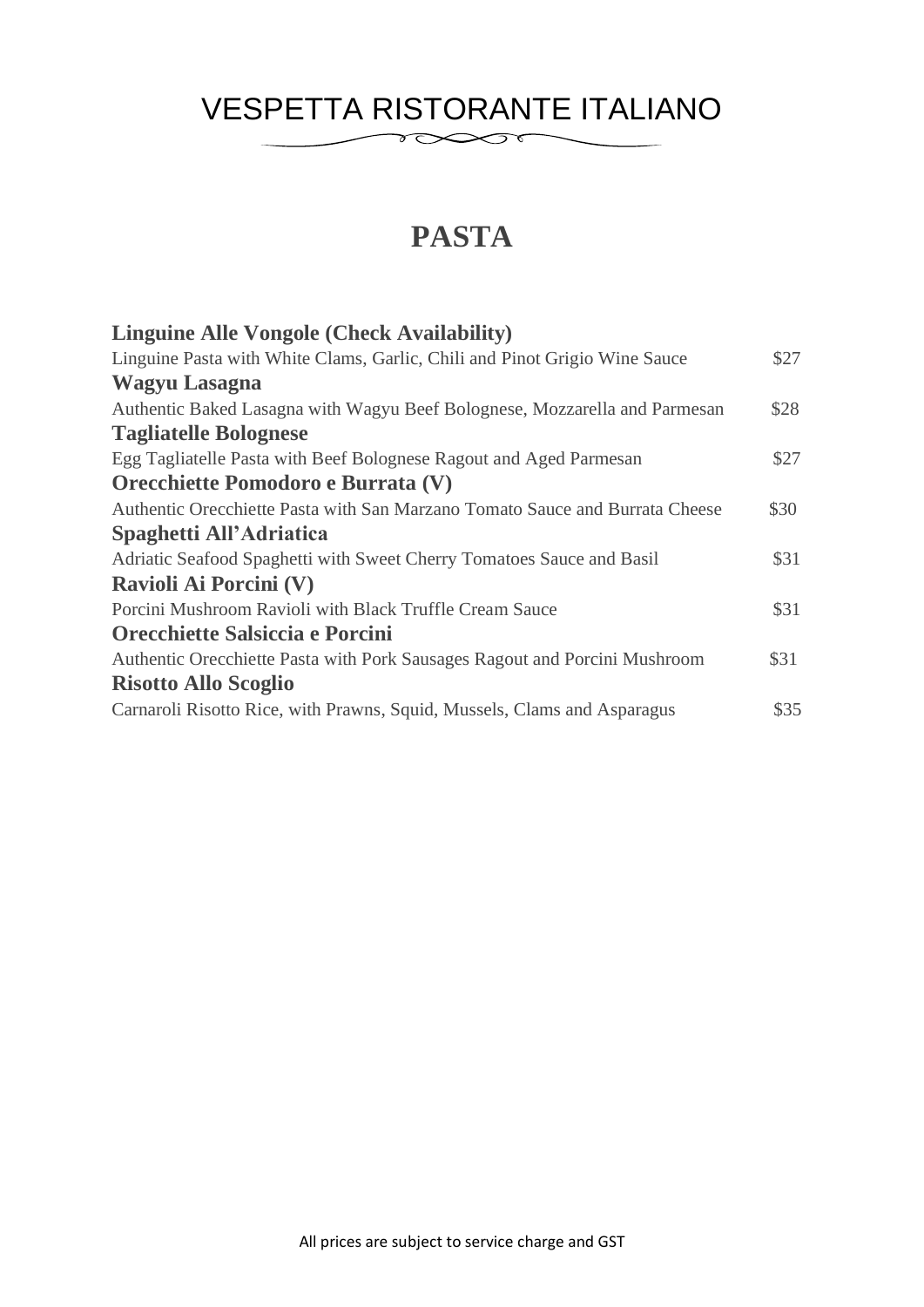# VESPETTA RISTORANTE ITALIANO

## PASTA

**Linguine Alle Vongole (Check Availability)**
Linguine Pasta with White Clams, Garlic, Chili and Pinot Grigio Wine Sauce — $27

**Wagyu Lasagna**
Authentic Baked Lasagna with Wagyu Beef Bolognese, Mozzarella and Parmesan — $28

**Tagliatelle Bolognese**
Egg Tagliatelle Pasta with Beef Bolognese Ragout and Aged Parmesan — $27

**Orecchiette Pomodoro e Burrata (V)**
Authentic Orecchiette Pasta with San Marzano Tomato Sauce and Burrata Cheese — $30

**Spaghetti All'Adriatica**
Adriatic Seafood Spaghetti with Sweet Cherry Tomatoes Sauce and Basil — $31

**Ravioli Ai Porcini (V)**
Porcini Mushroom Ravioli with Black Truffle Cream Sauce — $31

**Orecchiette Salsiccia e Porcini**
Authentic Orecchiette Pasta with Pork Sausages Ragout and Porcini Mushroom — $31

**Risotto Allo Scoglio**
Carnaroli Risotto Rice, with Prawns, Squid, Mussels, Clams and Asparagus — $35

All prices are subject to service charge and GST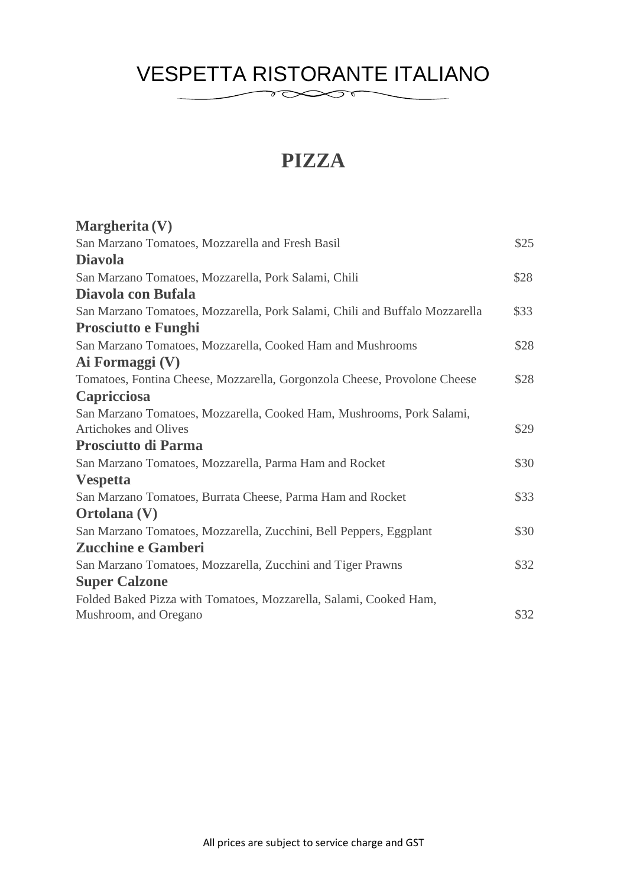# VESPETTA RISTORANTE ITALIANO

## PIZZA

**Margherita (V)**
San Marzano Tomatoes, Mozzarella and Fresh Basil — $25

**Diavola**
San Marzano Tomatoes, Mozzarella, Pork Salami, Chili — $28

**Diavola con Bufala**
San Marzano Tomatoes, Mozzarella, Pork Salami, Chili and Buffalo Mozzarella — $33

**Prosciutto e Funghi**
San Marzano Tomatoes, Mozzarella, Cooked Ham and Mushrooms — $28

**Ai Formaggi (V)**
Tomatoes, Fontina Cheese, Mozzarella, Gorgonzola Cheese, Provolone Cheese — $28

**Capricciosa**
San Marzano Tomatoes, Mozzarella, Cooked Ham, Mushrooms, Pork Salami, Artichokes and Olives — $29

**Prosciutto di Parma**
San Marzano Tomatoes, Mozzarella, Parma Ham and Rocket — $30

**Vespetta**
San Marzano Tomatoes, Burrata Cheese, Parma Ham and Rocket — $33

**Ortolana (V)**
San Marzano Tomatoes, Mozzarella, Zucchini, Bell Peppers, Eggplant — $30

**Zucchine e Gamberi**
San Marzano Tomatoes, Mozzarella, Zucchini and Tiger Prawns — $32

**Super Calzone**
Folded Baked Pizza with Tomatoes, Mozzarella, Salami, Cooked Ham, Mushroom, and Oregano — $32

All prices are subject to service charge and GST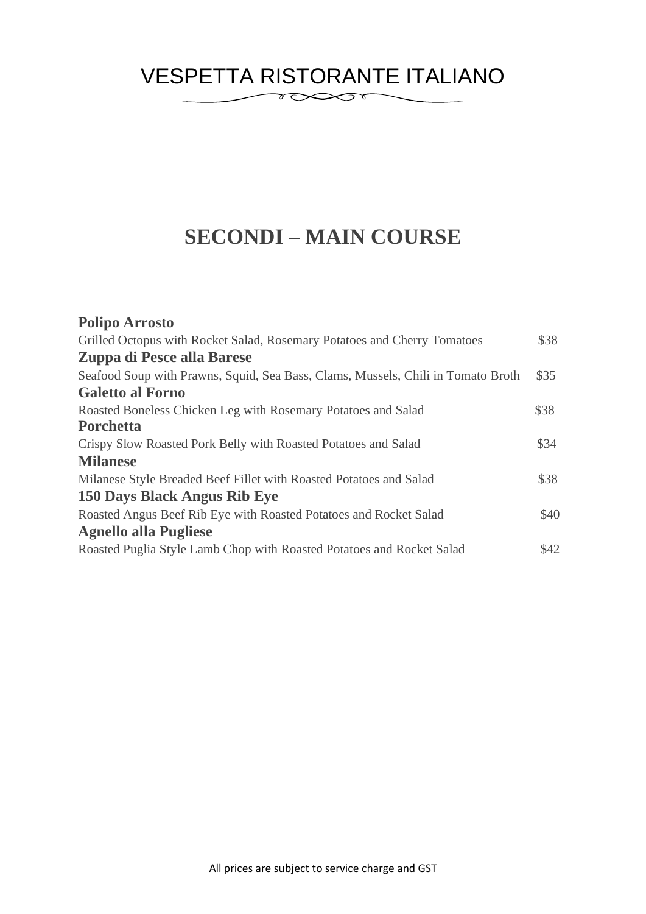# VESPETTA RISTORANTE ITALIANO

## SECONDI – MAIN COURSE

**Polipo Arrosto**
Grilled Octopus with Rocket Salad, Rosemary Potatoes and Cherry Tomatoes $38

**Zuppa di Pesce alla Barese**
Seafood Soup with Prawns, Squid, Sea Bass, Clams, Mussels, Chili in Tomato Broth $35

**Galetto al Forno**
Roasted Boneless Chicken Leg with Rosemary Potatoes and Salad $38

**Porchetta**
Crispy Slow Roasted Pork Belly with Roasted Potatoes and Salad $34

**Milanese**
Milanese Style Breaded Beef Fillet with Roasted Potatoes and Salad $38

**150 Days Black Angus Rib Eye**
Roasted Angus Beef Rib Eye with Roasted Potatoes and Rocket Salad $40

**Agnello alla Pugliese**
Roasted Puglia Style Lamb Chop with Roasted Potatoes and Rocket Salad $42

All prices are subject to service charge and GST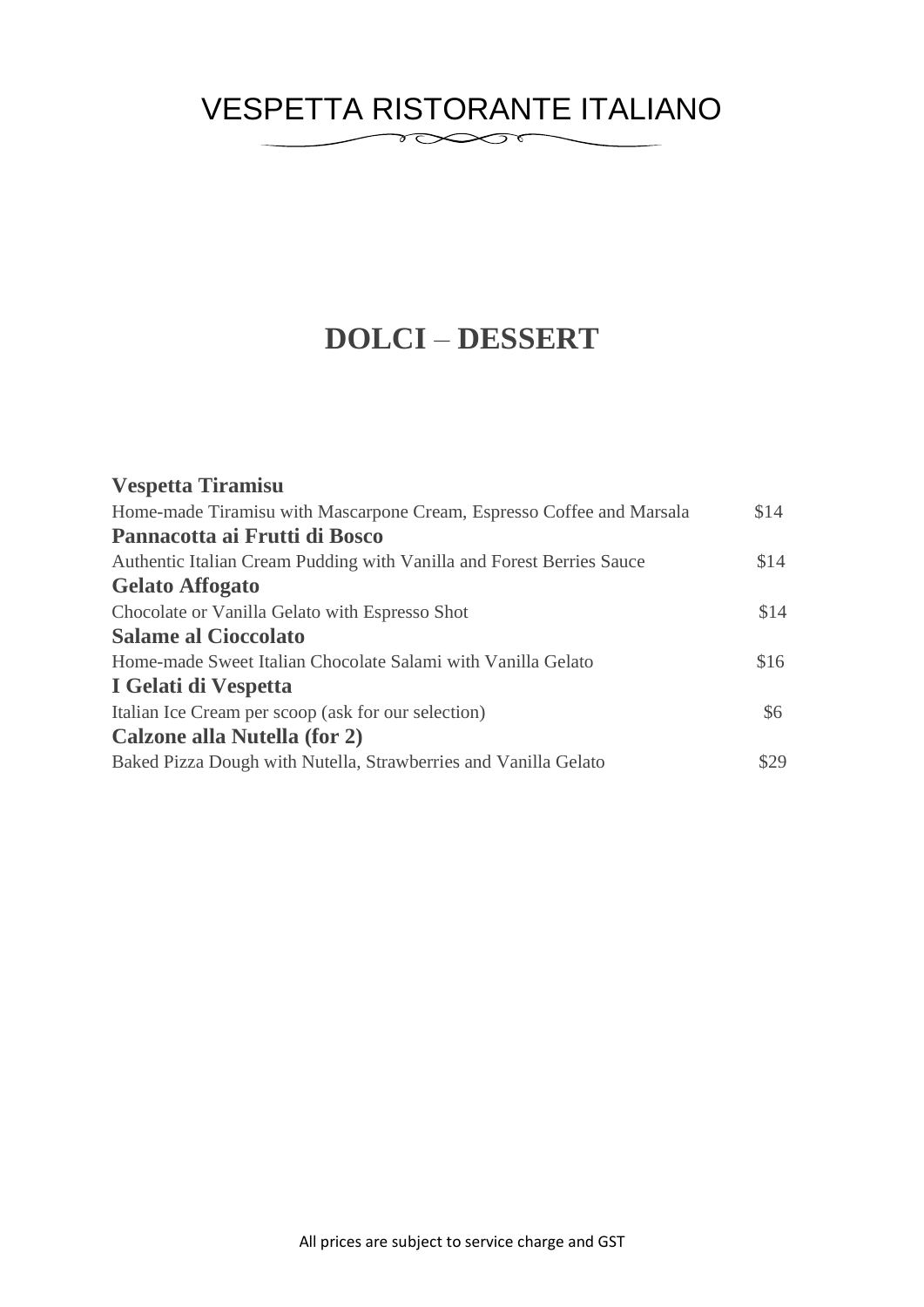# VESPETTA RISTORANTE ITALIANO

## DOLCI – DESSERT

**Vespetta Tiramisu**
Home-made Tiramisu with Mascarpone Cream, Espresso Coffee and Marsala $14

**Pannacotta ai Frutti di Bosco**
Authentic Italian Cream Pudding with Vanilla and Forest Berries Sauce $14

**Gelato Affogato**
Chocolate or Vanilla Gelato with Espresso Shot $14

**Salame al Cioccolato**
Home-made Sweet Italian Chocolate Salami with Vanilla Gelato $16

**I Gelati di Vespetta**
Italian Ice Cream per scoop (ask for our selection) $6

**Calzone alla Nutella (for 2)**
Baked Pizza Dough with Nutella, Strawberries and Vanilla Gelato $29

All prices are subject to service charge and GST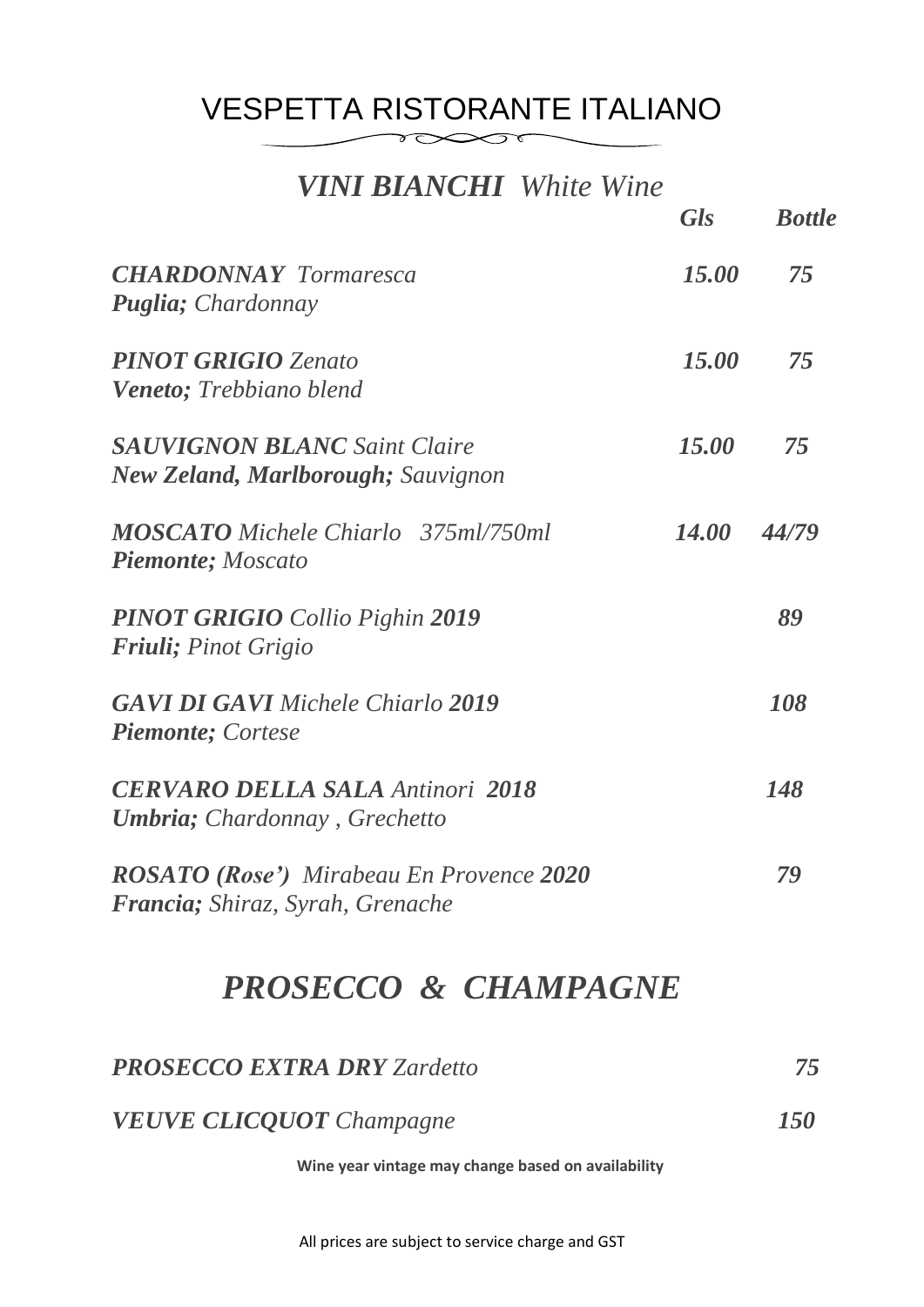# VESPETTA RISTORANTE ITALIANO

## *VINI BIANCHI White Wine*

| | *Gls* | *Bottle* |
|---|---|---|
| ***CHARDONNAY** Tormaresca*<br>***Puglia;** Chardonnay* | ***15.00*** | ***75*** |
| ***PINOT GRIGIO** Zenato*<br>***Veneto;** Trebbiano blend* | ***15.00*** | ***75*** |
| ***SAUVIGNON BLANC** Saint Claire*<br>***New Zeland, Marlborough;** Sauvignon* | ***15.00*** | ***75*** |
| ***MOSCATO** Michele Chiarlo 375ml/750ml*<br>***Piemonte;** Moscato* | ***14.00*** | ***44/79*** |
| ***PINOT GRIGIO** Collio Pighin **2019***<br>***Friuli;** Pinot Grigio* | | ***89*** |
| ***GAVI DI GAVI** Michele Chiarlo **2019***<br>***Piemonte;** Cortese* | | ***108*** |
| ***CERVARO DELLA SALA** Antinori **2018***<br>***Umbria;** Chardonnay , Grechetto* | | ***148*** |
| ***ROSATO (Rose')** Mirabeau En Provence **2020***<br>***Francia;** Shiraz, Syrah, Grenache* | | ***79*** |

## *PROSECCO & CHAMPAGNE*

| | |
|---|---|
| ***PROSECCO EXTRA DRY** Zardetto* | ***75*** |
| ***VEUVE CLICQUOT** Champagne* | ***150*** |

**Wine year vintage may change based on availability**

All prices are subject to service charge and GST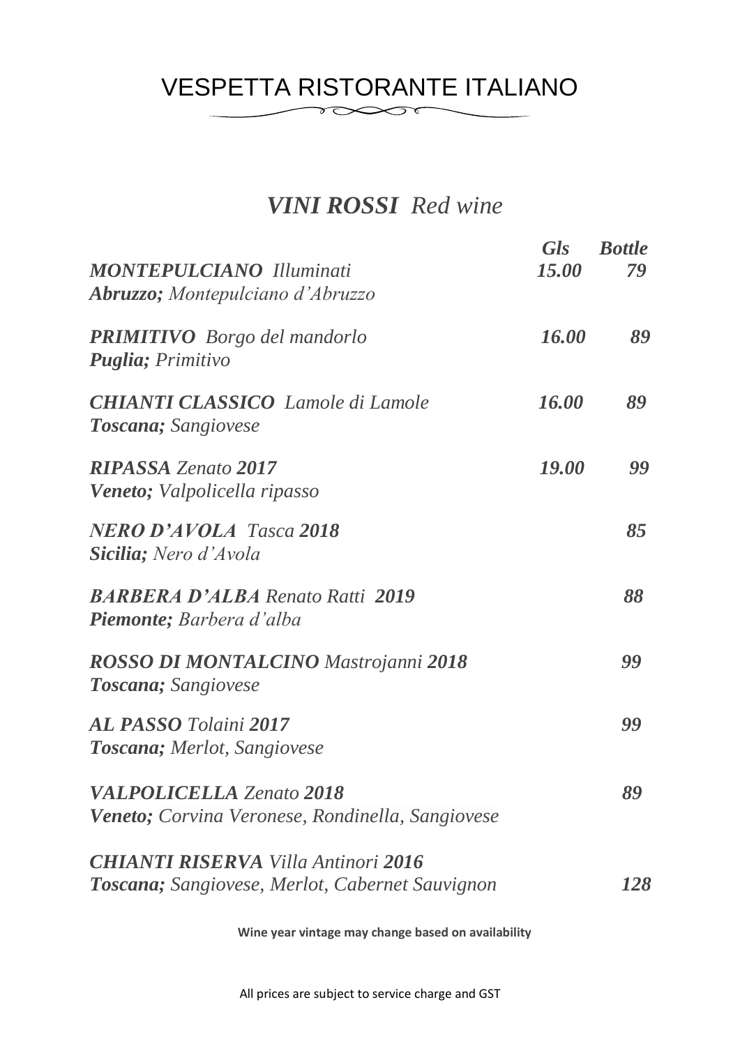# VESPETTA RISTORANTE ITALIANO

## *VINI ROSSI Red wine*

| | *Gls* | *Bottle* |
|---|---|---|
| ***MONTEPULCIANO** Illuminati*<br>***Abruzzo;** Montepulciano d'Abruzzo* | ***15.00*** | ***79*** |
| ***PRIMITIVO** Borgo del mandorlo*<br>***Puglia;** Primitivo* | ***16.00*** | ***89*** |
| ***CHIANTI CLASSICO** Lamole di Lamole*<br>***Toscana;** Sangiovese* | ***16.00*** | ***89*** |
| ***RIPASSA** Zenato **2017***<br>***Veneto;** Valpolicella ripasso* | ***19.00*** | ***99*** |
| ***NERO D'AVOLA** Tasca **2018***<br>***Sicilia;** Nero d'Avola* | | ***85*** |
| ***BARBERA D'ALBA** Renato Ratti **2019***<br>***Piemonte;** Barbera d'alba* | | ***88*** |
| ***ROSSO DI MONTALCINO** Mastrojanni **2018***<br>***Toscana;** Sangiovese* | | ***99*** |
| ***AL PASSO** Tolaini **2017***<br>***Toscana;** Merlot, Sangiovese* | | ***99*** |
| ***VALPOLICELLA** Zenato **2018***<br>***Veneto;** Corvina Veronese, Rondinella, Sangiovese* | | ***89*** |
| ***CHIANTI RISERVA** Villa Antinori **2016***<br>***Toscana;** Sangiovese, Merlot, Cabernet Sauvignon* | | ***128*** |

**Wine year vintage may change based on availability**

All prices are subject to service charge and GST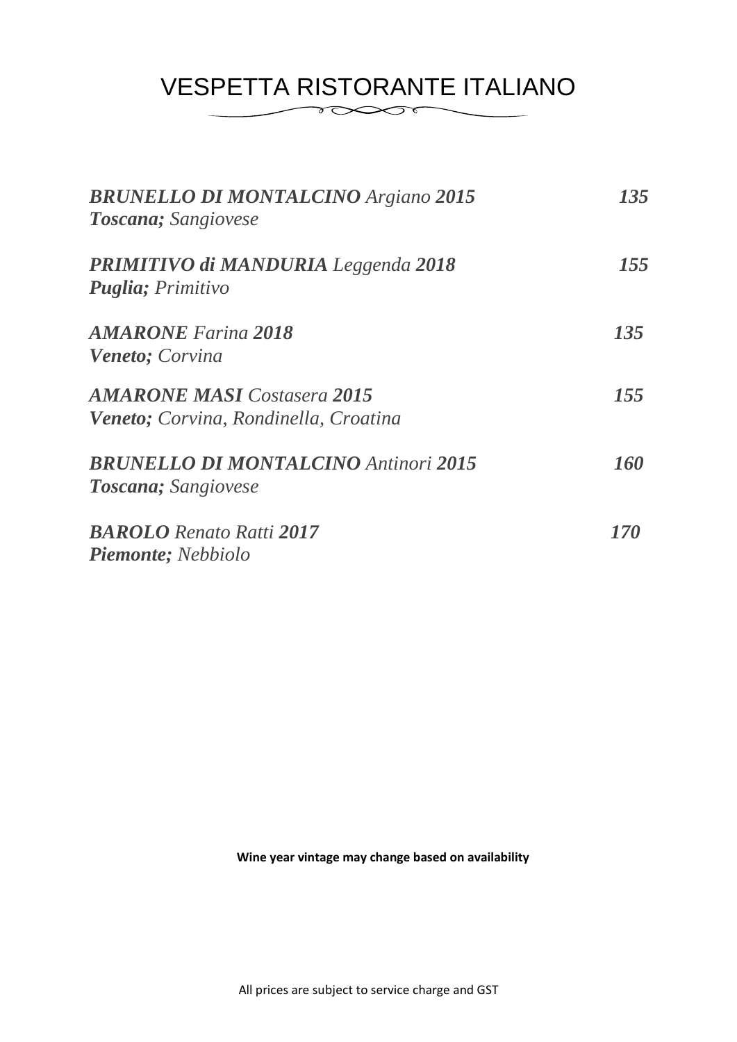# VESPETTA RISTORANTE ITALIANO

***BRUNELLO DI MONTALCINO** Argiano **2015*** — ***135***
***Toscana;** Sangiovese*

***PRIMITIVO di MANDURIA** Leggenda **2018*** — ***155***
***Puglia;** Primitivo*

***AMARONE** Farina **2018*** — ***135***
***Veneto;** Corvina*

***AMARONE MASI** Costasera **2015*** — ***155***
***Veneto;** Corvina, Rondinella, Croatina*

***BRUNELLO DI MONTALCINO** Antinori **2015*** — ***160***
***Toscana;** Sangiovese*

***BAROLO** Renato Ratti **2017*** — ***170***
***Piemonte;** Nebbiolo*

**Wine year vintage may change based on availability**

All prices are subject to service charge and GST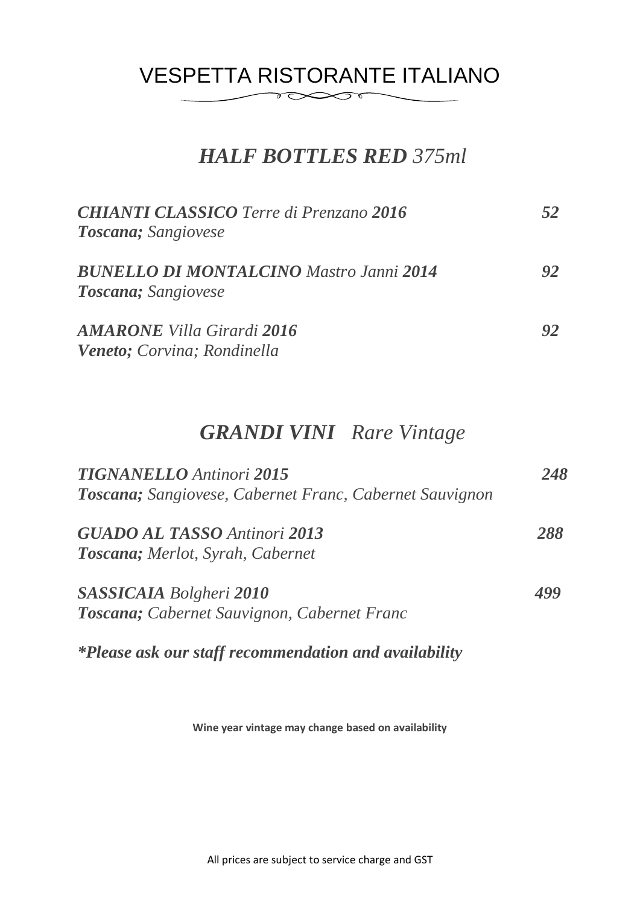# VESPETTA RISTORANTE ITALIANO

## *HALF BOTTLES RED 375ml*

***CHIANTI CLASSICO** Terre di Prenzano **2016*** ***52***
***Toscana;** Sangiovese*

***BUNELLO DI MONTALCINO** Mastro Janni **2014*** ***92***
***Toscana;** Sangiovese*

***AMARONE** Villa Girardi **2016*** ***92***
***Veneto;** Corvina; Rondinella*

## *GRANDI VINI Rare Vintage*

***TIGNANELLO** Antinori **2015*** ***248***
***Toscana;** Sangiovese, Cabernet Franc, Cabernet Sauvignon*

***GUADO AL TASSO** Antinori **2013*** ***288***
***Toscana;** Merlot, Syrah, Cabernet*

***SASSICAIA** Bolgheri **2010*** ***499***
***Toscana;** Cabernet Sauvignon, Cabernet Franc*

***Please ask our staff recommendation and availability***

**Wine year vintage may change based on availability**

All prices are subject to service charge and GST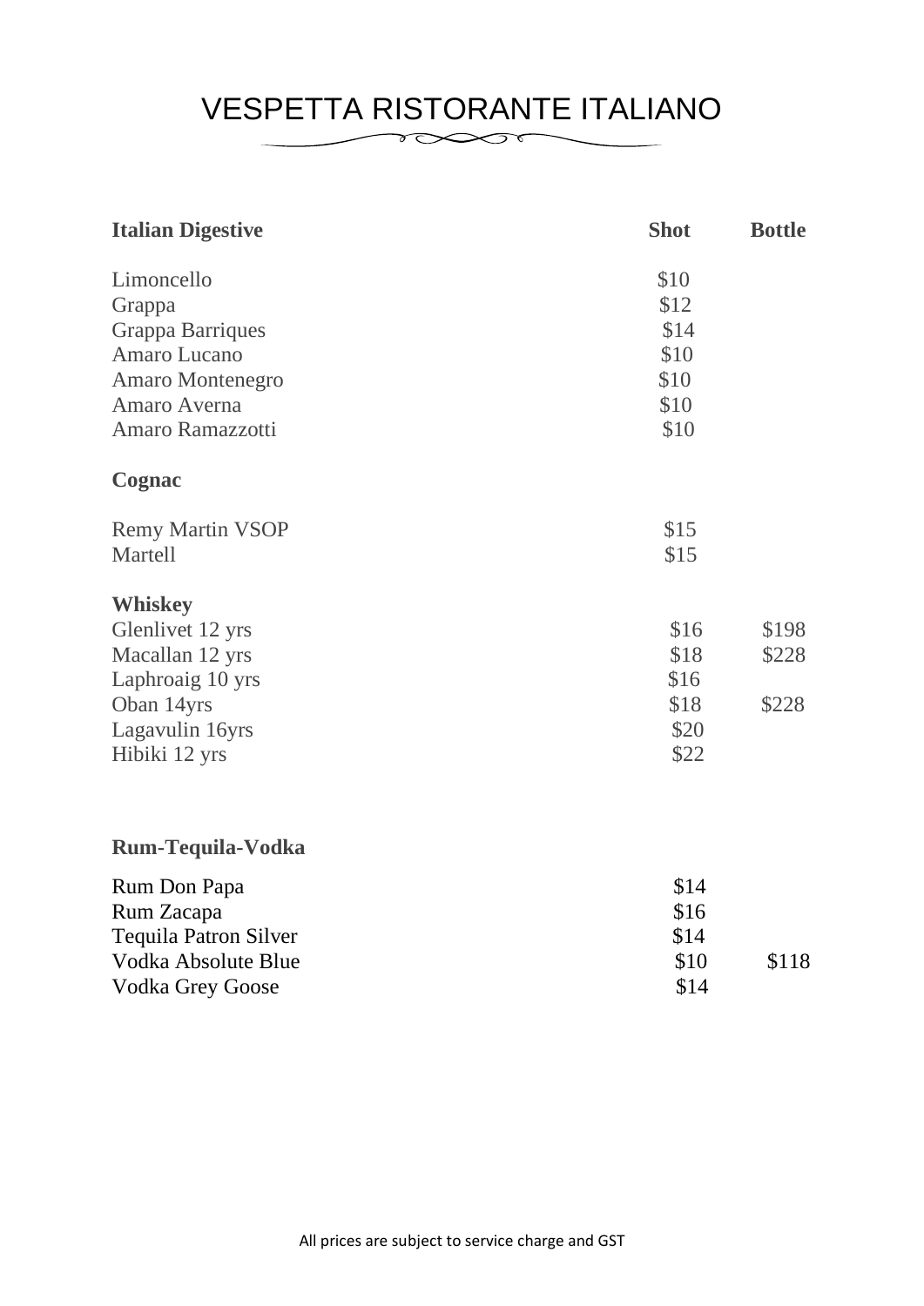# VESPETTA RISTORANTE ITALIANO

| Italian Digestive | Shot | Bottle |
|---|---|---|
| Limoncello | $10 | |
| Grappa | $12 | |
| Grappa Barriques | $14 | |
| Amaro Lucano | $10 | |
| Amaro Montenegro | $10 | |
| Amaro Averna | $10 | |
| Amaro Ramazzotti | $10 | |

**Cognac**

| | | |
|---|---|---|
| Remy Martin VSOP | $15 | |
| Martell | $15 | |

**Whiskey**

| | | |
|---|---|---|
| Glenlivet 12 yrs | $16 | $198 |
| Macallan 12 yrs | $18 | $228 |
| Laphroaig 10 yrs | $16 | |
| Oban 14yrs | $18 | $228 |
| Lagavulin 16yrs | $20 | |
| Hibiki 12 yrs | $22 | |

**Rum-Tequila-Vodka**

| | | |
|---|---|---|
| Rum Don Papa | $14 | |
| Rum Zacapa | $16 | |
| Tequila Patron Silver | $14 | |
| Vodka Absolute Blue | $10 | $118 |
| Vodka Grey Goose | $14 | |

All prices are subject to service charge and GST